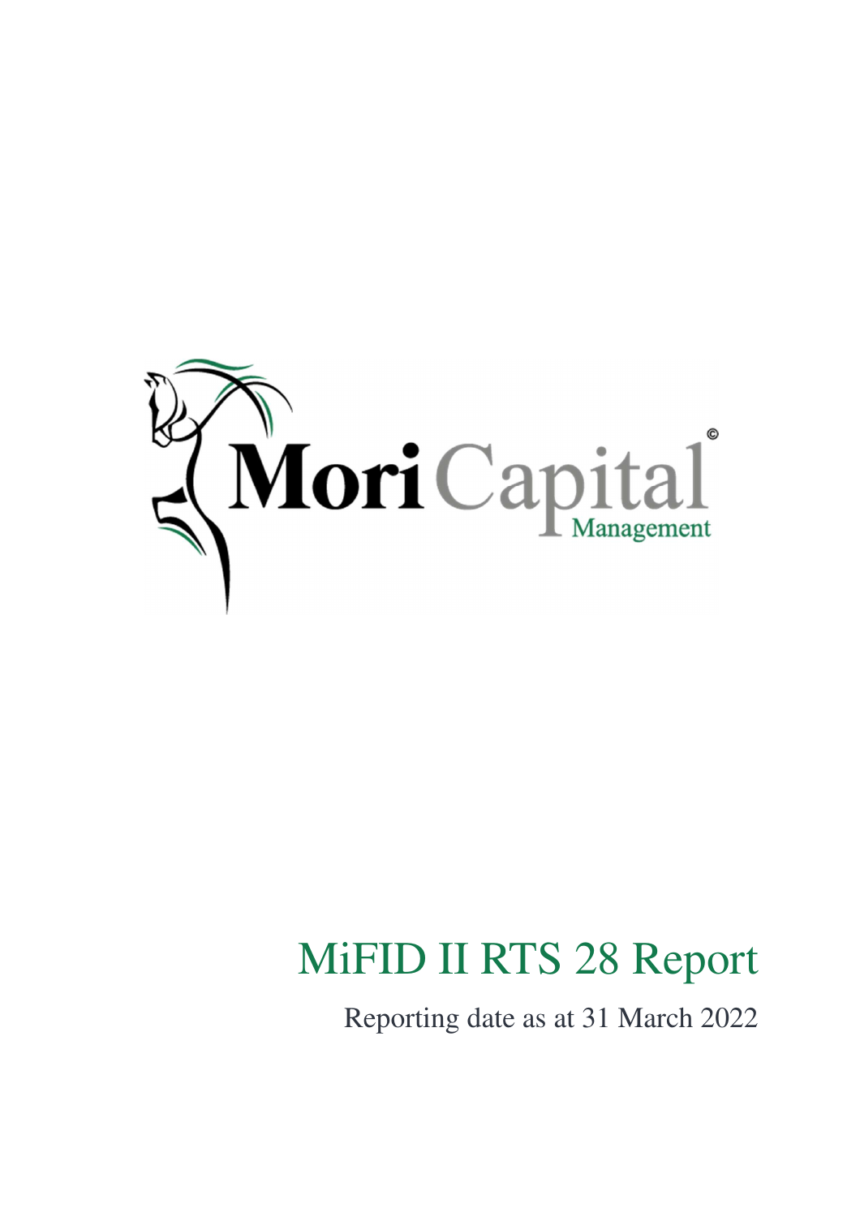Mori Capital Management

# MiFID II RTS 28 Report

Reporting date as at 31 March 2022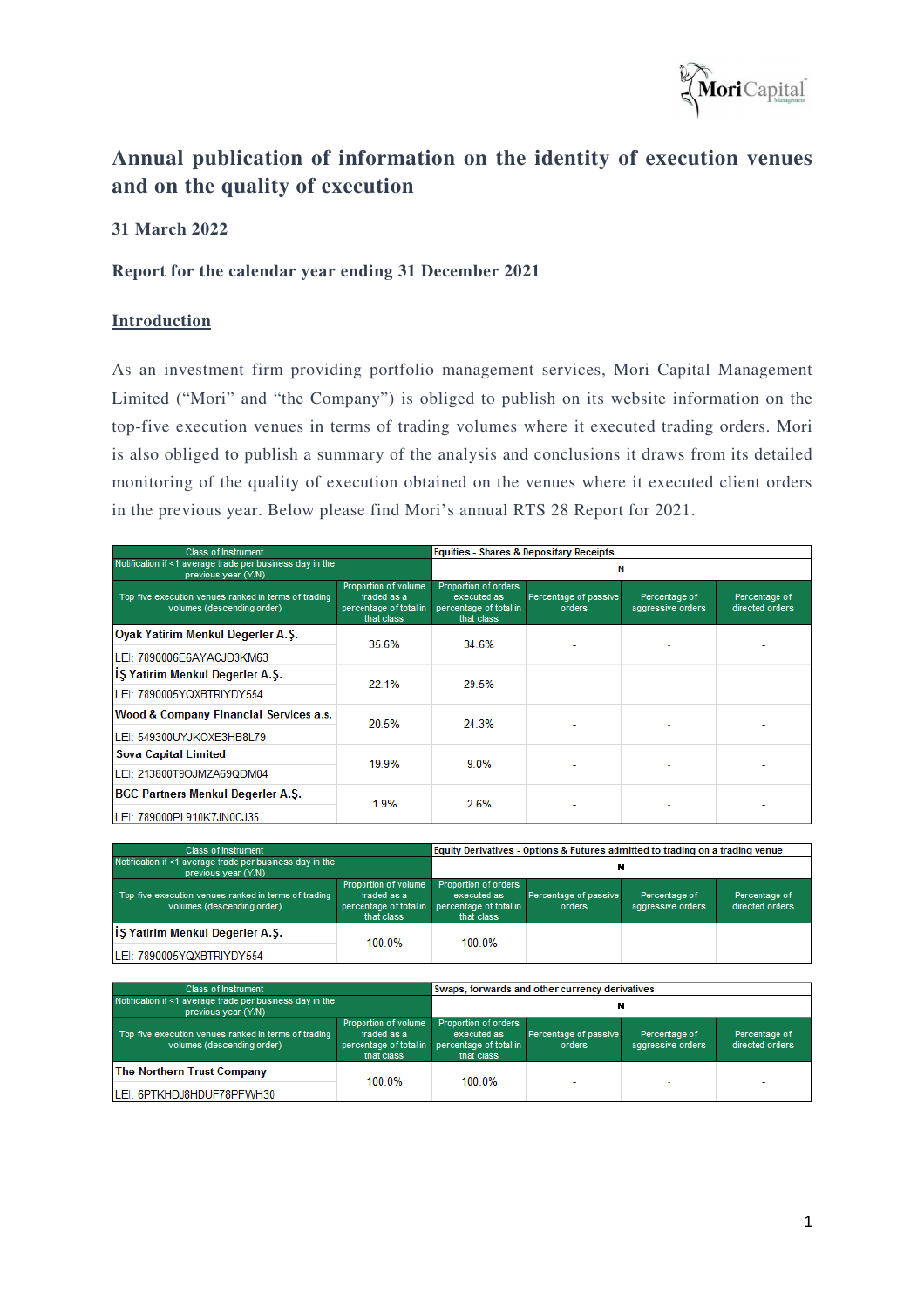# Annual publication of information on the identity of execution venues and on the quality of execution

**31 March 2022**

**Report for the calendar year ending 31 December 2021**

## Introduction

As an investment firm providing portfolio management services, Mori Capital Management Limited ("Mori" and "the Company") is obliged to publish on its website information on the top-five execution venues in terms of trading volumes where it executed trading orders. Mori is also obliged to publish a summary of the analysis and conclusions it draws from its detailed monitoring of the quality of execution obtained on the venues where it executed client orders in the previous year. Below please find Mori's annual RTS 28 Report for 2021.

| Class of Instrument | Equities - Shares & Depositary Receipts | | | | |
|---|---|---|---|---|---|
| Notification if <1 average trade per business day in the previous year (Y/N) | N | | | | |
| Top five execution venues ranked in terms of trading volumes (descending order) | Proportion of volume traded as a percentage of total in that class | Proportion of orders executed as percentage of total in that class | Percentage of passive orders | Percentage of aggressive orders | Percentage of directed orders |
| **Oyak Yatirim Menkul Degerler A.Ş.**<br>LEI: 7890006E6AYACJD3KM63 | 35.6% | 34.6% | - | - | - |
| **İŞ Yatirim Menkul Degerler A.Ş.**<br>LEI: 7890005YQXBTRIYDY554 | 22.1% | 29.5% | - | - | - |
| **Wood & Company Financial Services a.s.**<br>LEI: 549300UYJKOXE3HB8L79 | 20.5% | 24.3% | - | - | - |
| **Sova Capital Limited**<br>LEI: 213800T9OJMZA69QDM04 | 19.9% | 9.0% | - | - | - |
| **BGC Partners Menkul Degerler A.Ş.**<br>LEI: 789000PL910K7JN0CJ35 | 1.9% | 2.6% | - | - | - |

| Class of Instrument | Equity Derivatives - Options & Futures admitted to trading on a trading venue | | | | |
|---|---|---|---|---|---|
| Notification if <1 average trade per business day in the previous year (Y/N) | N | | | | |
| Top five execution venues ranked in terms of trading volumes (descending order) | Proportion of volume traded as a percentage of total in that class | Proportion of orders executed as percentage of total in that class | Percentage of passive orders | Percentage of aggressive orders | Percentage of directed orders |
| **İŞ Yatirim Menkul Degerler A.Ş.**<br>LEI: 7890005YQXBTRIYDY554 | 100.0% | 100.0% | - | - | - |

| Class of Instrument | Swaps, forwards and other currency derivatives | | | | |
|---|---|---|---|---|---|
| Notification if <1 average trade per business day in the previous year (Y/N) | N | | | | |
| Top five execution venues ranked in terms of trading volumes (descending order) | Proportion of volume traded as a percentage of total in that class | Proportion of orders executed as percentage of total in that class | Percentage of passive orders | Percentage of aggressive orders | Percentage of directed orders |
| **The Northern Trust Company**<br>LEI: 6PTKHDJ8HDUF78PFWH30 | 100.0% | 100.0% | - | - | - |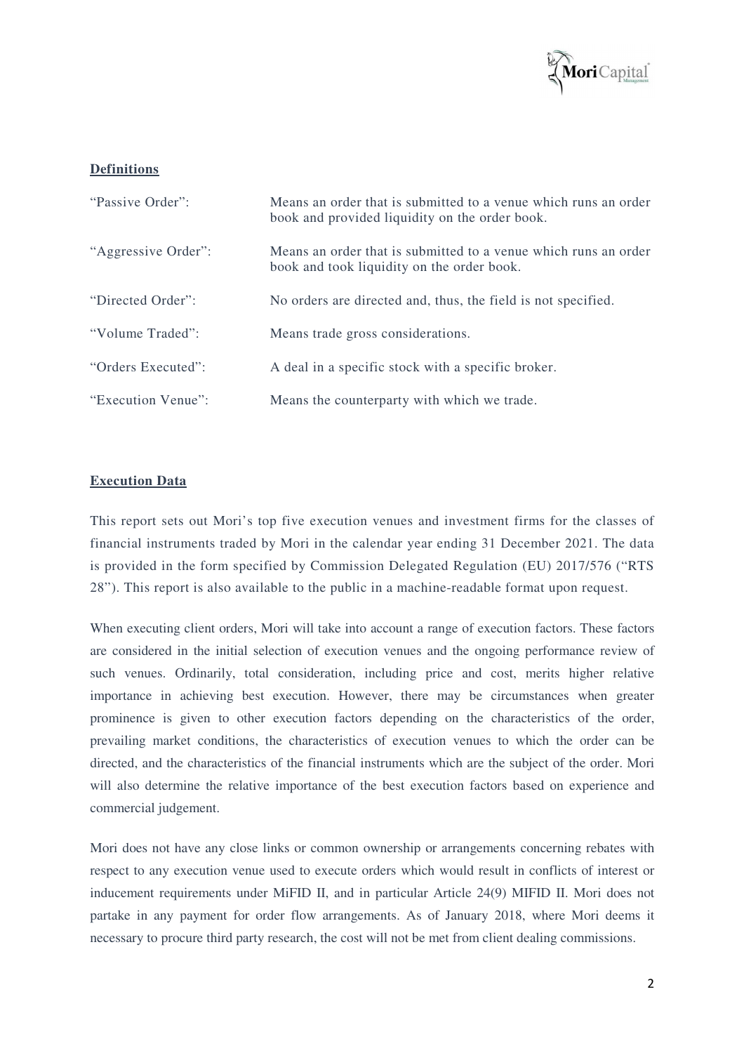## Definitions

| | |
|---|---|
| "Passive Order": | Means an order that is submitted to a venue which runs an order book and provided liquidity on the order book. |
| "Aggressive Order": | Means an order that is submitted to a venue which runs an order book and took liquidity on the order book. |
| "Directed Order": | No orders are directed and, thus, the field is not specified. |
| "Volume Traded": | Means trade gross considerations. |
| "Orders Executed": | A deal in a specific stock with a specific broker. |
| "Execution Venue": | Means the counterparty with which we trade. |

## Execution Data

This report sets out Mori's top five execution venues and investment firms for the classes of financial instruments traded by Mori in the calendar year ending 31 December 2021. The data is provided in the form specified by Commission Delegated Regulation (EU) 2017/576 ("RTS 28"). This report is also available to the public in a machine-readable format upon request.

When executing client orders, Mori will take into account a range of execution factors. These factors are considered in the initial selection of execution venues and the ongoing performance review of such venues. Ordinarily, total consideration, including price and cost, merits higher relative importance in achieving best execution. However, there may be circumstances when greater prominence is given to other execution factors depending on the characteristics of the order, prevailing market conditions, the characteristics of execution venues to which the order can be directed, and the characteristics of the financial instruments which are the subject of the order. Mori will also determine the relative importance of the best execution factors based on experience and commercial judgement.

Mori does not have any close links or common ownership or arrangements concerning rebates with respect to any execution venue used to execute orders which would result in conflicts of interest or inducement requirements under MiFID II, and in particular Article 24(9) MIFID II. Mori does not partake in any payment for order flow arrangements. As of January 2018, where Mori deems it necessary to procure third party research, the cost will not be met from client dealing commissions.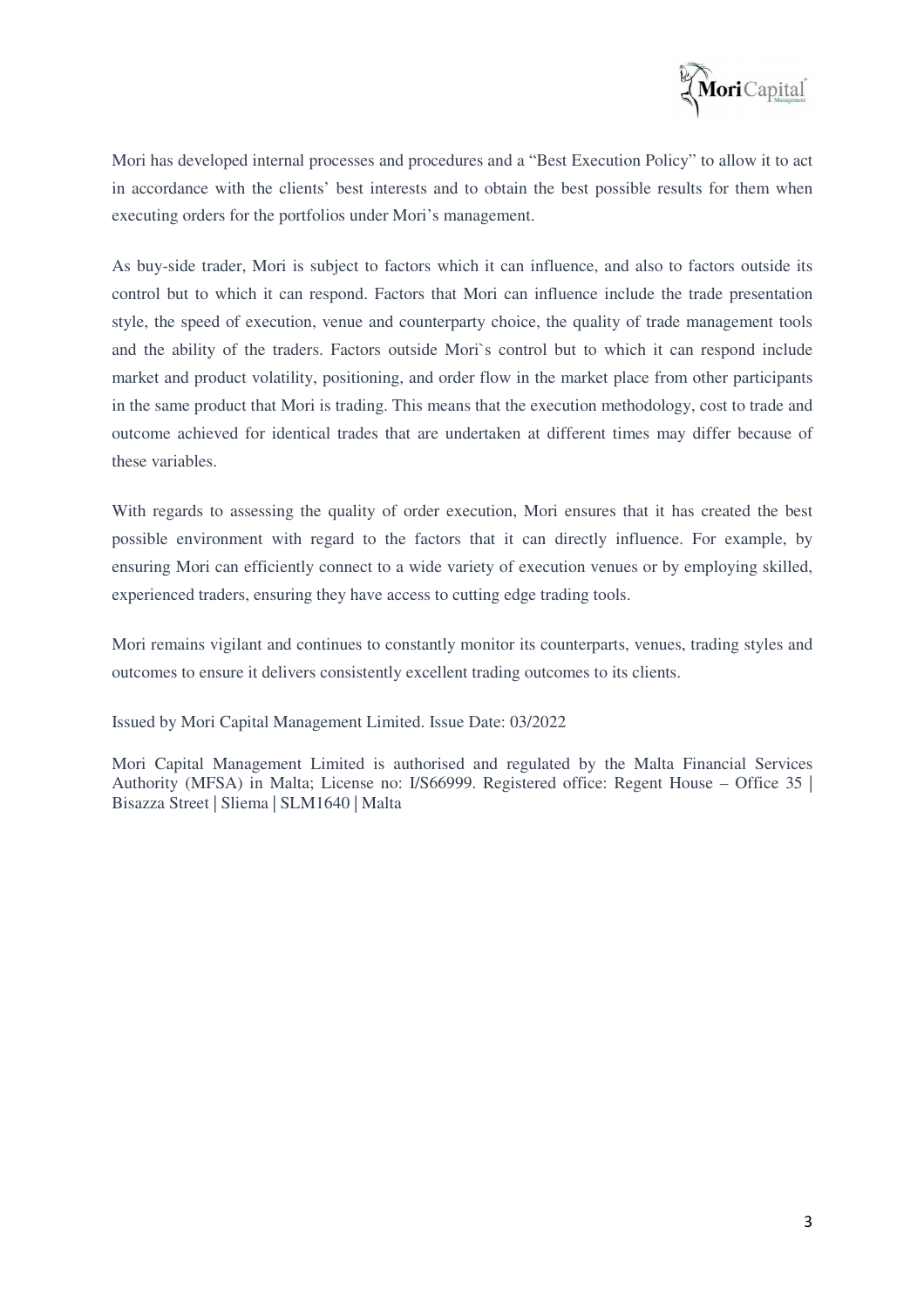Mori has developed internal processes and procedures and a "Best Execution Policy" to allow it to act in accordance with the clients' best interests and to obtain the best possible results for them when executing orders for the portfolios under Mori's management.

As buy-side trader, Mori is subject to factors which it can influence, and also to factors outside its control but to which it can respond. Factors that Mori can influence include the trade presentation style, the speed of execution, venue and counterparty choice, the quality of trade management tools and the ability of the traders. Factors outside Mori`s control but to which it can respond include market and product volatility, positioning, and order flow in the market place from other participants in the same product that Mori is trading. This means that the execution methodology, cost to trade and outcome achieved for identical trades that are undertaken at different times may differ because of these variables.

With regards to assessing the quality of order execution, Mori ensures that it has created the best possible environment with regard to the factors that it can directly influence. For example, by ensuring Mori can efficiently connect to a wide variety of execution venues or by employing skilled, experienced traders, ensuring they have access to cutting edge trading tools.

Mori remains vigilant and continues to constantly monitor its counterparts, venues, trading styles and outcomes to ensure it delivers consistently excellent trading outcomes to its clients.

Issued by Mori Capital Management Limited. Issue Date: 03/2022

Mori Capital Management Limited is authorised and regulated by the Malta Financial Services Authority (MFSA) in Malta; License no: I/S66999. Registered office: Regent House – Office 35 | Bisazza Street | Sliema | SLM1640 | Malta